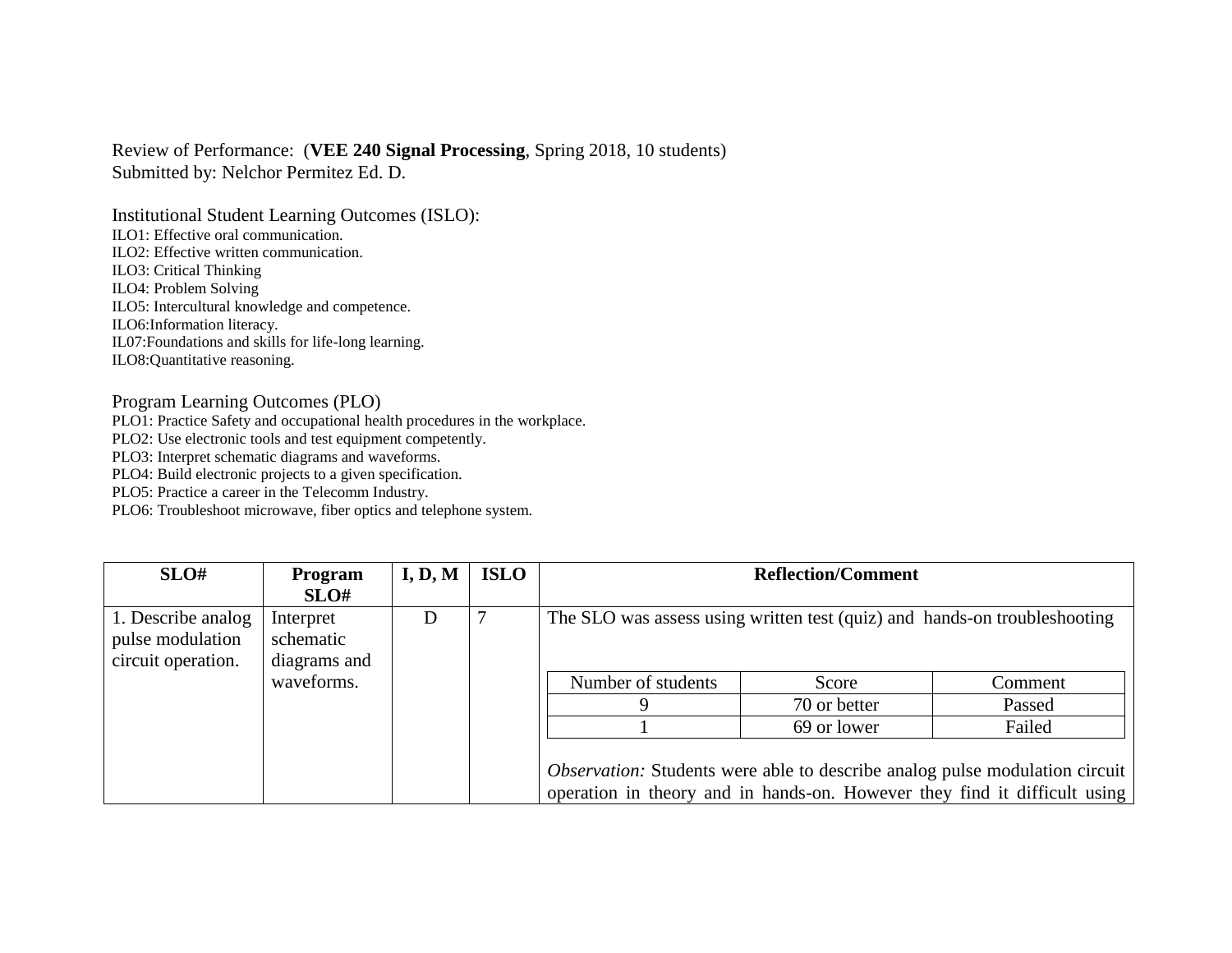Review of Performance: (**VEE 240 Signal Processing**, Spring 2018, 10 students)
Submitted by: Nelchor Permitez Ed. D.

Institutional Student Learning Outcomes (ISLO):

ILO1: Effective oral communication.
ILO2: Effective written communication.
ILO3: Critical Thinking
ILO4: Problem Solving
ILO5: Intercultural knowledge and competence.
ILO6:Information literacy.
IL07:Foundations and skills for life-long learning.
ILO8:Quantitative reasoning.

Program Learning Outcomes (PLO)

PLO1: Practice Safety and occupational health procedures in the workplace.
PLO2: Use electronic tools and test equipment competently.
PLO3: Interpret schematic diagrams and waveforms.
PLO4: Build electronic projects to a given specification.
PLO5: Practice a career in the Telecomm Industry.
PLO6: Troubleshoot microwave, fiber optics and telephone system.

| SLO# | Program SLO# | I, D, M | ISLO | Reflection/Comment |
|---|---|---|---|---|
| 1. Describe analog pulse modulation circuit operation. | Interpret schematic diagrams and waveforms. | D | 7 | The SLO was assess using written test (quiz) and hands-on troubleshooting<br><br>Number of students / Score / Comment<br>9 / 70 or better / Passed<br>1 / 69 or lower / Failed<br><br>*Observation:* Students were able to describe analog pulse modulation circuit operation in theory and in hands-on. However they find it difficult using |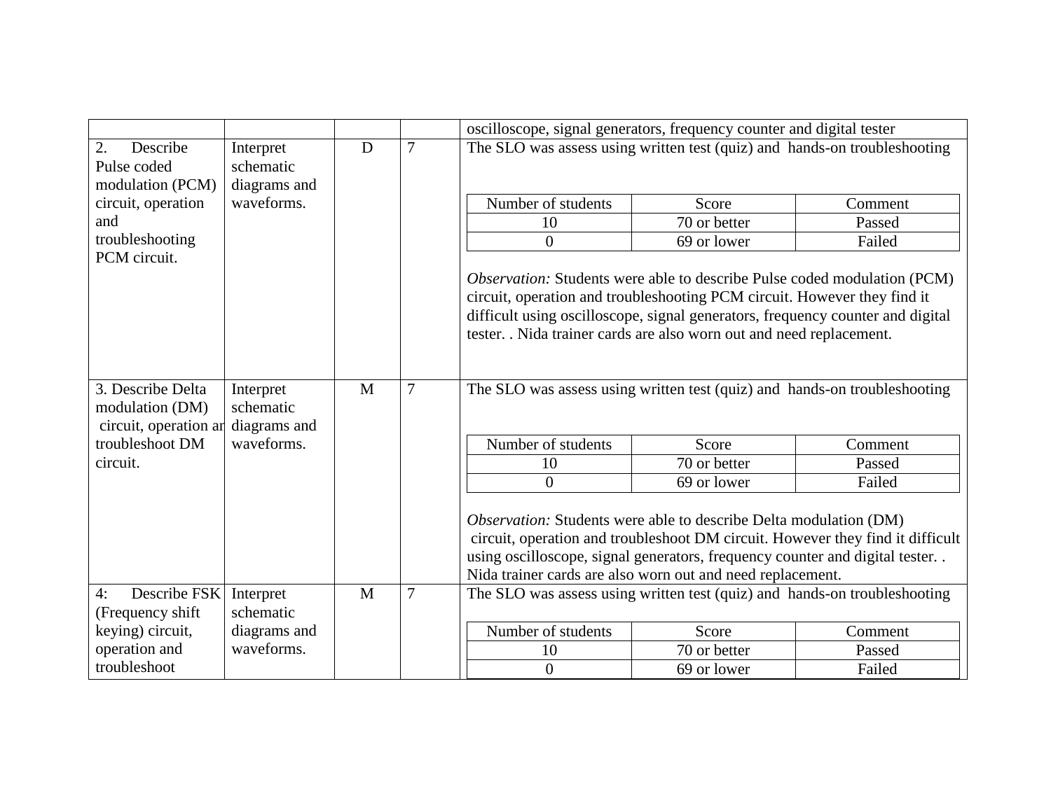| | | | | oscilloscope, signal generators, frequency counter and digital tester |
|---|---|---|---|---|
| 2. Describe Pulse coded modulation (PCM) circuit, operation and troubleshooting PCM circuit. | Interpret schematic diagrams and waveforms. | D | 7 | The SLO was assess using written test (quiz) and hands-on troubleshooting<br><br>Number of students / Score / Comment<br>10 / 70 or better / Passed<br>0 / 69 or lower / Failed<br><br>*Observation:* Students were able to describe Pulse coded modulation (PCM) circuit, operation and troubleshooting PCM circuit. However they find it difficult using oscilloscope, signal generators, frequency counter and digital tester. . Nida trainer cards are also worn out and need replacement. |
| 3. Describe Delta modulation (DM) circuit, operation ar troubleshoot DM circuit. | Interpret schematic diagrams and waveforms. | M | 7 | The SLO was assess using written test (quiz) and hands-on troubleshooting<br><br>Number of students / Score / Comment<br>10 / 70 or better / Passed<br>0 / 69 or lower / Failed<br><br>*Observation:* Students were able to describe Delta modulation (DM) circuit, operation and troubleshoot DM circuit. However they find it difficult using oscilloscope, signal generators, frequency counter and digital tester. . Nida trainer cards are also worn out and need replacement. |
| 4: Describe FSK (Frequency shift keying) circuit, operation and troubleshoot | Interpret schematic diagrams and waveforms. | M | 7 | The SLO was assess using written test (quiz) and hands-on troubleshooting<br><br>Number of students / Score / Comment<br>10 / 70 or better / Passed<br>0 / 69 or lower / Failed |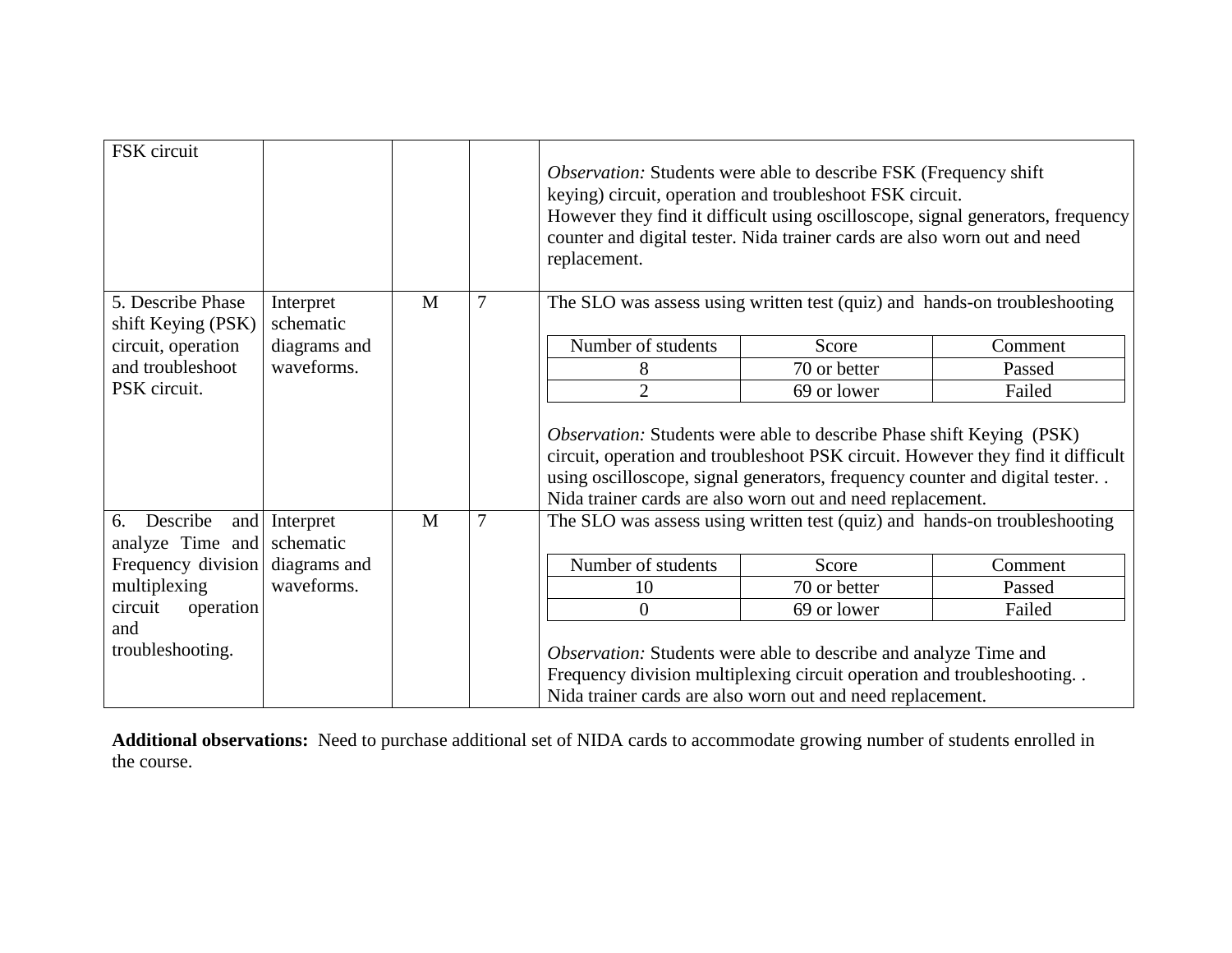| | | | | |
|---|---|---|---|---|
| FSK circuit | | | | *Observation:* Students were able to describe FSK (Frequency shift keying) circuit, operation and troubleshoot FSK circuit. However they find it difficult using oscilloscope, signal generators, frequency counter and digital tester. Nida trainer cards are also worn out and need replacement. |
| 5. Describe Phase shift Keying (PSK) circuit, operation and troubleshoot PSK circuit. | Interpret schematic diagrams and waveforms. | M | 7 | The SLO was assess using written test (quiz) and hands-on troubleshooting<br><br>Number of students / Score / Comment<br>8 / 70 or better / Passed<br>2 / 69 or lower / Failed<br><br>*Observation:* Students were able to describe Phase shift Keying (PSK) circuit, operation and troubleshoot PSK circuit. However they find it difficult using oscilloscope, signal generators, frequency counter and digital tester. . Nida trainer cards are also worn out and need replacement. |
| 6. Describe and analyze Time and Frequency division multiplexing circuit operation and troubleshooting. | Interpret schematic diagrams and waveforms. | M | 7 | The SLO was assess using written test (quiz) and hands-on troubleshooting<br><br>Number of students / Score / Comment<br>10 / 70 or better / Passed<br>0 / 69 or lower / Failed<br><br>*Observation:* Students were able to describe and analyze Time and Frequency division multiplexing circuit operation and troubleshooting. . Nida trainer cards are also worn out and need replacement. |

**Additional observations:** Need to purchase additional set of NIDA cards to accommodate growing number of students enrolled in the course.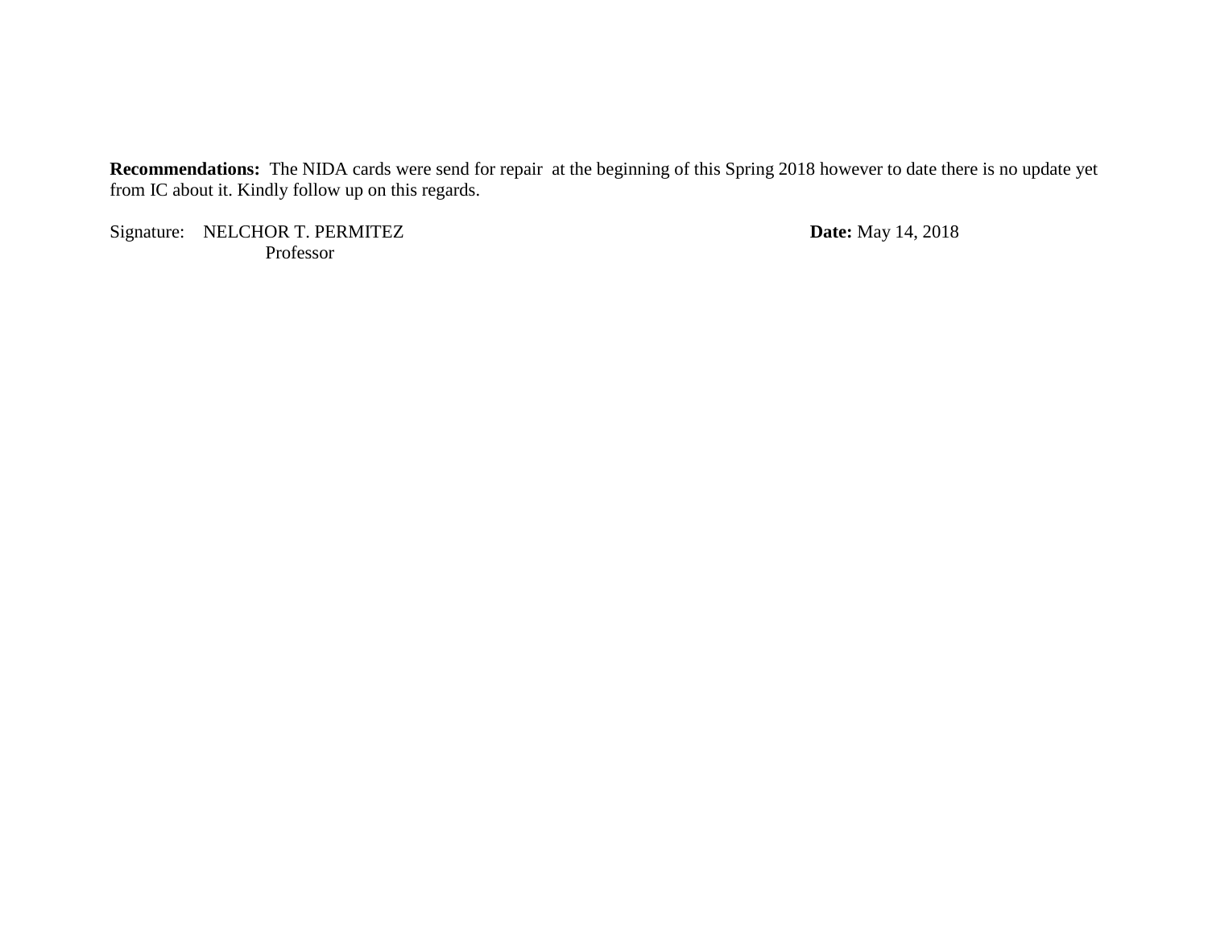**Recommendations:** The NIDA cards were send for repair at the beginning of this Spring 2018 however to date there is no update yet from IC about it. Kindly follow up on this regards.

Signature: NELCHOR T. PERMITEZ
Professor

**Date:** May 14, 2018